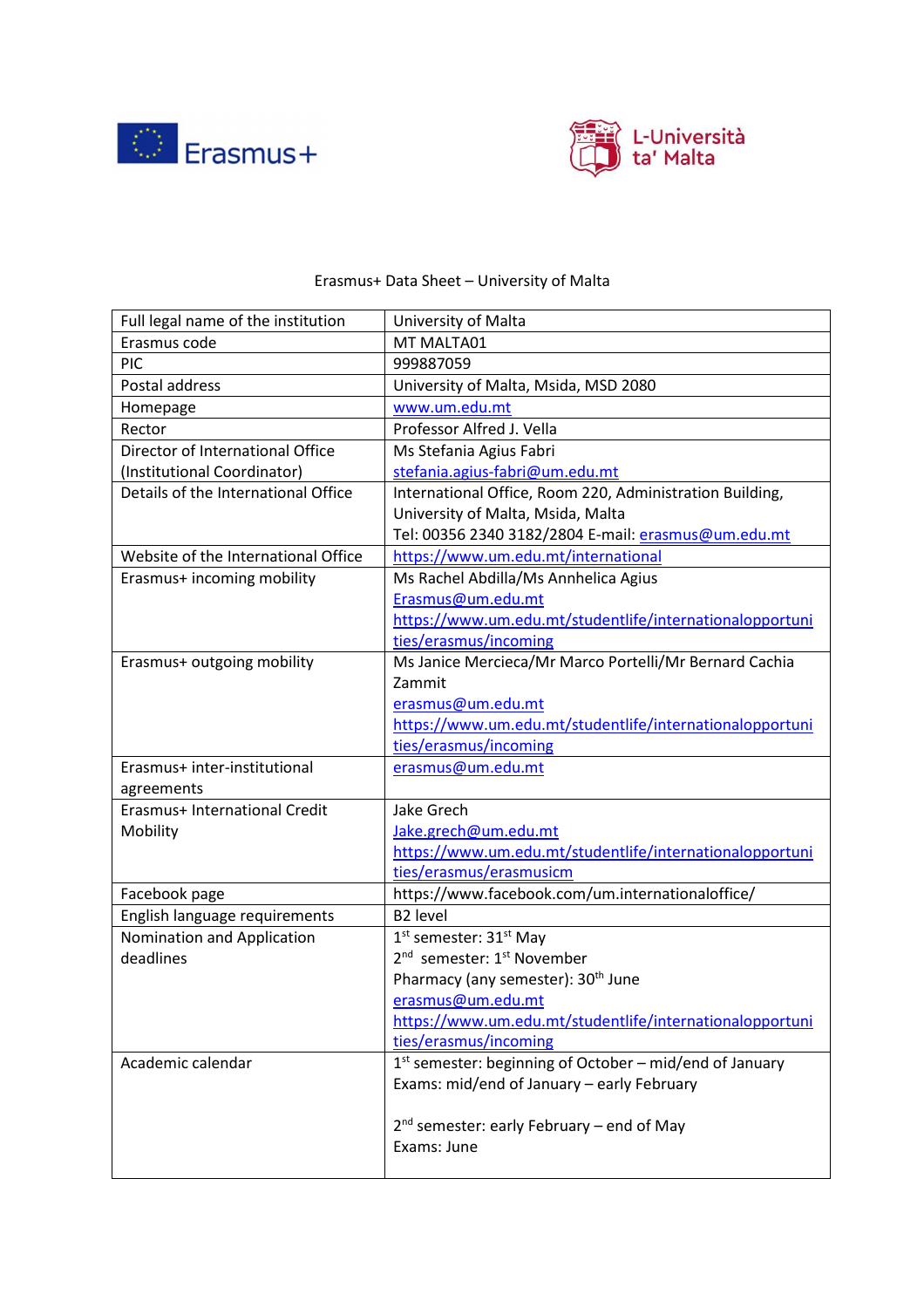Erasmus+ Data Sheet – University of Malta

| Full legal name of the institution | University of Malta |
|---|---|
| Erasmus code | MT MALTA01 |
| PIC | 999887059 |
| Postal address | University of Malta, Msida, MSD 2080 |
| Homepage | www.um.edu.mt |
| Rector | Professor Alfred J. Vella |
| Director of International Office (Institutional Coordinator) | Ms Stefania Agius Fabri<br>stefania.agius-fabri@um.edu.mt |
| Details of the International Office | International Office, Room 220, Administration Building, University of Malta, Msida, Malta<br>Tel: 00356 2340 3182/2804 E-mail: erasmus@um.edu.mt |
| Website of the International Office | https://www.um.edu.mt/international |
| Erasmus+ incoming mobility | Ms Rachel Abdilla/Ms Annhelica Agius<br>Erasmus@um.edu.mt<br>https://www.um.edu.mt/studentlife/internationalopportunities/erasmus/incoming |
| Erasmus+ outgoing mobility | Ms Janice Mercieca/Mr Marco Portelli/Mr Bernard Cachia Zammit<br>erasmus@um.edu.mt<br>https://www.um.edu.mt/studentlife/internationalopportunities/erasmus/incoming |
| Erasmus+ inter-institutional agreements | erasmus@um.edu.mt |
| Erasmus+ International Credit Mobility | Jake Grech<br>Jake.grech@um.edu.mt<br>https://www.um.edu.mt/studentlife/internationalopportunities/erasmus/erasmusicm |
| Facebook page | https://www.facebook.com/um.internationaloffice/ |
| English language requirements | B2 level |
| Nomination and Application deadlines | 1st semester: 31st May<br>2nd semester: 1st November<br>Pharmacy (any semester): 30th June<br>erasmus@um.edu.mt<br>https://www.um.edu.mt/studentlife/internationalopportunities/erasmus/incoming |
| Academic calendar | 1st semester: beginning of October – mid/end of January<br>Exams: mid/end of January – early February<br><br>2nd semester: early February – end of May<br>Exams: June |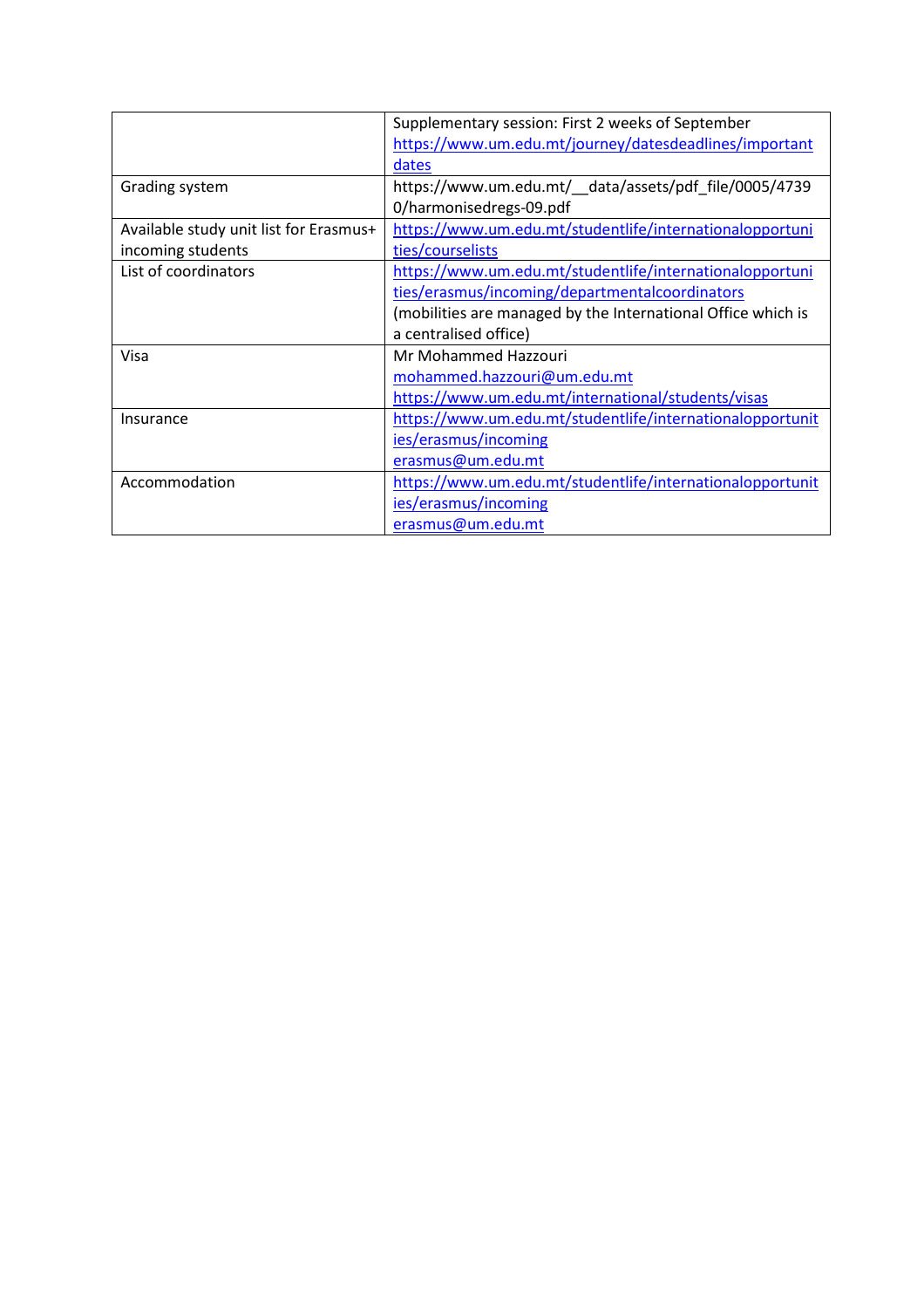| | |
|---|---|
| | Supplementary session: First 2 weeks of September<br>https://www.um.edu.mt/journey/datesdeadlines/importantdates |
| Grading system | https://www.um.edu.mt/__data/assets/pdf_file/0005/47390/harmonisedregs-09.pdf |
| Available study unit list for Erasmus+ incoming students | https://www.um.edu.mt/studentlife/internationalopportunities/courselists |
| List of coordinators | https://www.um.edu.mt/studentlife/internationalopportunities/erasmus/incoming/departmentalcoordinators<br>(mobilities are managed by the International Office which is a centralised office) |
| Visa | Mr Mohammed Hazzouri<br>mohammed.hazzouri@um.edu.mt<br>https://www.um.edu.mt/international/students/visas |
| Insurance | https://www.um.edu.mt/studentlife/internationalopportunities/erasmus/incoming<br>erasmus@um.edu.mt |
| Accommodation | https://www.um.edu.mt/studentlife/internationalopportunities/erasmus/incoming<br>erasmus@um.edu.mt |